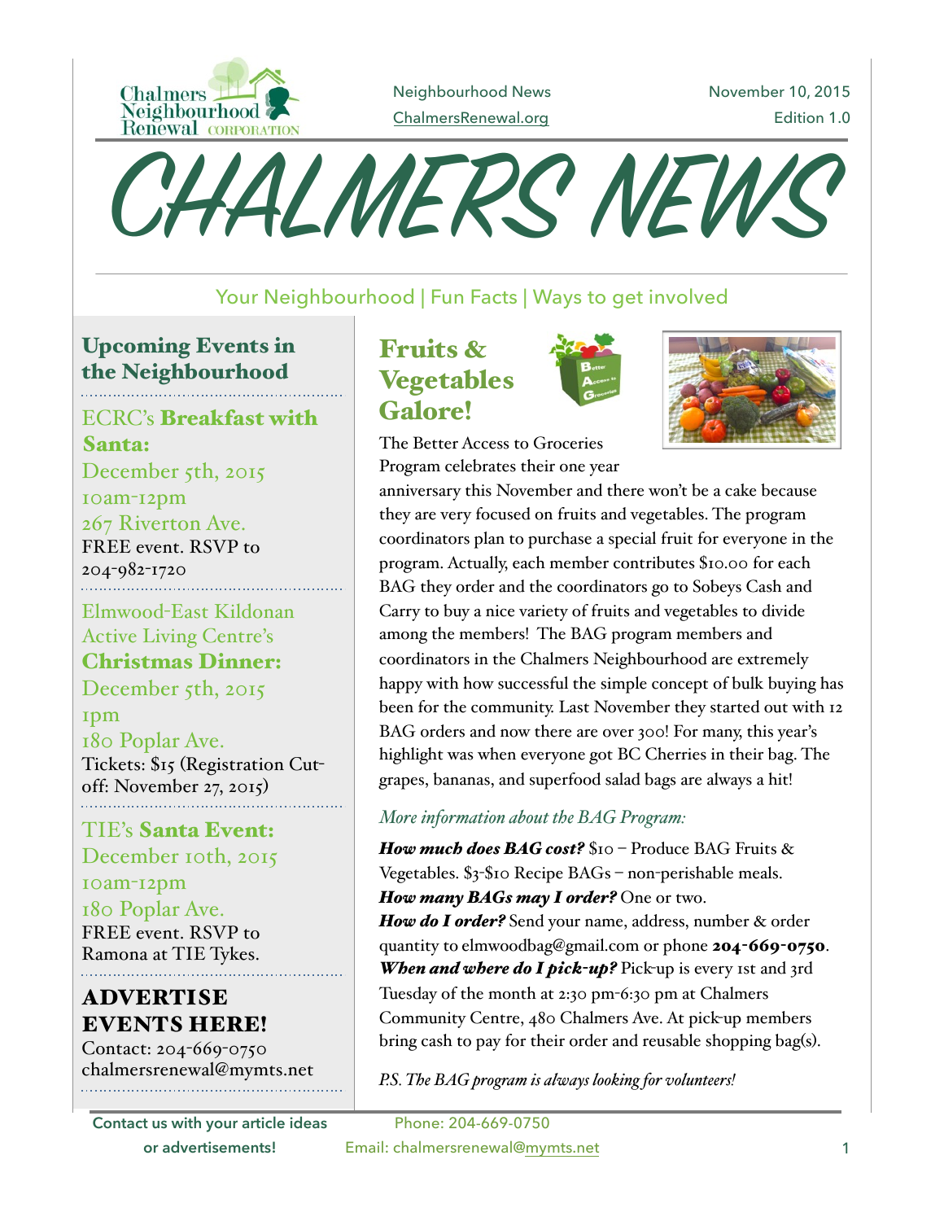Chalmers Neighbourhood Renewal CORPORATION

Neighbourhood News
ChalmersRenewal.org

November 10, 2015
Edition 1.0

# CHALMERS NEWS

Your Neighbourhood | Fun Facts | Ways to get involved

## Upcoming Events in the Neighbourhood

ECRC's **Breakfast with Santa:**
December 5th, 2015
10am-12pm
267 Riverton Ave.
FREE event. RSVP to 204-982-1720

Elmwood-East Kildonan Active Living Centre's **Christmas Dinner:**
December 5th, 2015
1pm
180 Poplar Ave.
Tickets: $15 (Registration Cut-off: November 27, 2015)

TIE's **Santa Event:**
December 10th, 2015
10am-12pm
180 Poplar Ave.
FREE event. RSVP to Ramona at TIE Tykes.

**ADVERTISE EVENTS HERE!**
Contact: 204-669-0750
chalmersrenewal@mymts.net

## Fruits & Vegetables Galore!

The Better Access to Groceries Program celebrates their one year anniversary this November and there won't be a cake because they are very focused on fruits and vegetables. The program coordinators plan to purchase a special fruit for everyone in the program. Actually, each member contributes $10.00 for each BAG they order and the coordinators go to Sobeys Cash and Carry to buy a nice variety of fruits and vegetables to divide among the members! The BAG program members and coordinators in the Chalmers Neighbourhood are extremely happy with how successful the simple concept of bulk buying has been for the community. Last November they started out with 12 BAG orders and now there are over 300! For many, this year's highlight was when everyone got BC Cherries in their bag. The grapes, bananas, and superfood salad bags are always a hit!

*More information about the BAG Program:*

***How much does BAG cost?*** $10 – Produce BAG Fruits & Vegetables. $3-$10 Recipe BAGs – non-perishable meals.
***How many BAGs may I order?*** One or two.
***How do I order?*** Send your name, address, number & order quantity to elmwoodbag@gmail.com or phone **204-669-0750**.
***When and where do I pick-up?*** Pick-up is every 1st and 3rd Tuesday of the month at 2:30 pm-6:30 pm at Chalmers Community Centre, 480 Chalmers Ave. At pick-up members bring cash to pay for their order and reusable shopping bag(s).

*P.S. The BAG program is always looking for volunteers!*

**Contact us with your article ideas or advertisements!**
Phone: 204-669-0750
Email: chalmersrenewal@mymts.net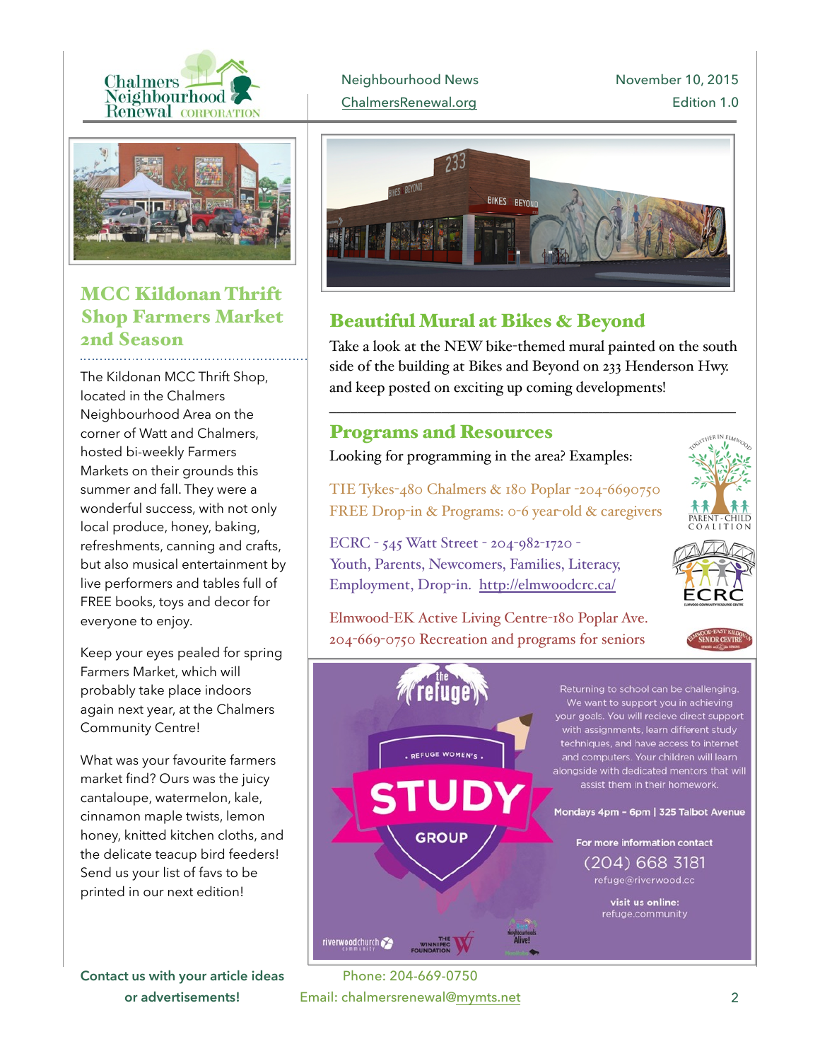Chalmers Neighbourhood Renewal CORPORATION

Neighbourhood News

ChalmersRenewal.org

November 10, 2015

Edition 1.0

## MCC Kildonan Thrift Shop Farmers Market 2nd Season

The Kildonan MCC Thrift Shop, located in the Chalmers Neighbourhood Area on the corner of Watt and Chalmers, hosted bi-weekly Farmers Markets on their grounds this summer and fall. They were a wonderful success, with not only local produce, honey, baking, refreshments, canning and crafts, but also musical entertainment by live performers and tables full of FREE books, toys and decor for everyone to enjoy.

Keep your eyes pealed for spring Farmers Market, which will probably take place indoors again next year, at the Chalmers Community Centre!

What was your favourite farmers market find? Ours was the juicy cantaloupe, watermelon, kale, cinnamon maple twists, lemon honey, knitted kitchen cloths, and the delicate teacup bird feeders! Send us your list of favs to be printed in our next edition!

## Beautiful Mural at Bikes & Beyond

Take a look at the NEW bike-themed mural painted on the south side of the building at Bikes and Beyond on 233 Henderson Hwy. and keep posted on exciting up coming developments!

## Programs and Resources

Looking for programming in the area? Examples:

TIE Tykes-480 Chalmers & 180 Poplar -204-6690750
FREE Drop-in & Programs: 0-6 year-old & caregivers

ECRC - 545 Watt Street - 204-982-1720 -
Youth, Parents, Newcomers, Families, Literacy, Employment, Drop-in. http://elmwoodcrc.ca/

Elmwood-EK Active Living Centre-180 Poplar Ave.
204-669-0750 Recreation and programs for seniors

the refuge

REFUGE WOMEN'S STUDY GROUP

Returning to school can be challenging. We want to support you in achieving your goals. You will recieve direct support with assignments, learn different study techniques, and have access to internet and computers. Your children will learn alongside with dedicated mentors that will assist them in their homework.

**Mondays 4pm - 6pm | 325 Talbot Avenue**

**For more information contact**

(204) 668 3181

refuge@riverwood.cc

**visit us online:**
refuge.community

**Contact us with your article ideas or advertisements!**

Phone: 204-669-0750

Email: chalmersrenewal@mymts.net